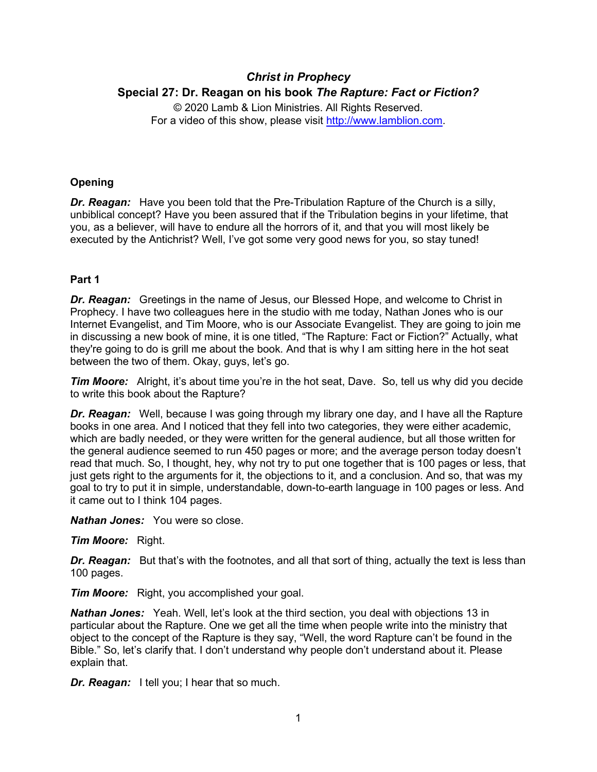# *Christ in Prophecy*

## Special 27: Dr. Reagan on his book *The Rapture: Fact or Fiction?*

© 2020 Lamb & Lion Ministries. All Rights Reserved.
For a video of this show, please visit http://www.lamblion.com.

### Opening

***Dr. Reagan:*** Have you been told that the Pre-Tribulation Rapture of the Church is a silly, unbiblical concept? Have you been assured that if the Tribulation begins in your lifetime, that you, as a believer, will have to endure all the horrors of it, and that you will most likely be executed by the Antichrist? Well, I've got some very good news for you, so stay tuned!

### Part 1

***Dr. Reagan:*** Greetings in the name of Jesus, our Blessed Hope, and welcome to Christ in Prophecy. I have two colleagues here in the studio with me today, Nathan Jones who is our Internet Evangelist, and Tim Moore, who is our Associate Evangelist. They are going to join me in discussing a new book of mine, it is one titled, "The Rapture: Fact or Fiction?" Actually, what they're going to do is grill me about the book. And that is why I am sitting here in the hot seat between the two of them. Okay, guys, let's go.

***Tim Moore:*** Alright, it's about time you're in the hot seat, Dave. So, tell us why did you decide to write this book about the Rapture?

***Dr. Reagan:*** Well, because I was going through my library one day, and I have all the Rapture books in one area. And I noticed that they fell into two categories, they were either academic, which are badly needed, or they were written for the general audience, but all those written for the general audience seemed to run 450 pages or more; and the average person today doesn't read that much. So, I thought, hey, why not try to put one together that is 100 pages or less, that just gets right to the arguments for it, the objections to it, and a conclusion. And so, that was my goal to try to put it in simple, understandable, down-to-earth language in 100 pages or less. And it came out to I think 104 pages.

***Nathan Jones:*** You were so close.

***Tim Moore:*** Right.

***Dr. Reagan:*** But that's with the footnotes, and all that sort of thing, actually the text is less than 100 pages.

***Tim Moore:*** Right, you accomplished your goal.

***Nathan Jones:*** Yeah. Well, let's look at the third section, you deal with objections 13 in particular about the Rapture. One we get all the time when people write into the ministry that object to the concept of the Rapture is they say, "Well, the word Rapture can't be found in the Bible." So, let's clarify that. I don't understand why people don't understand about it. Please explain that.

***Dr. Reagan:*** I tell you; I hear that so much.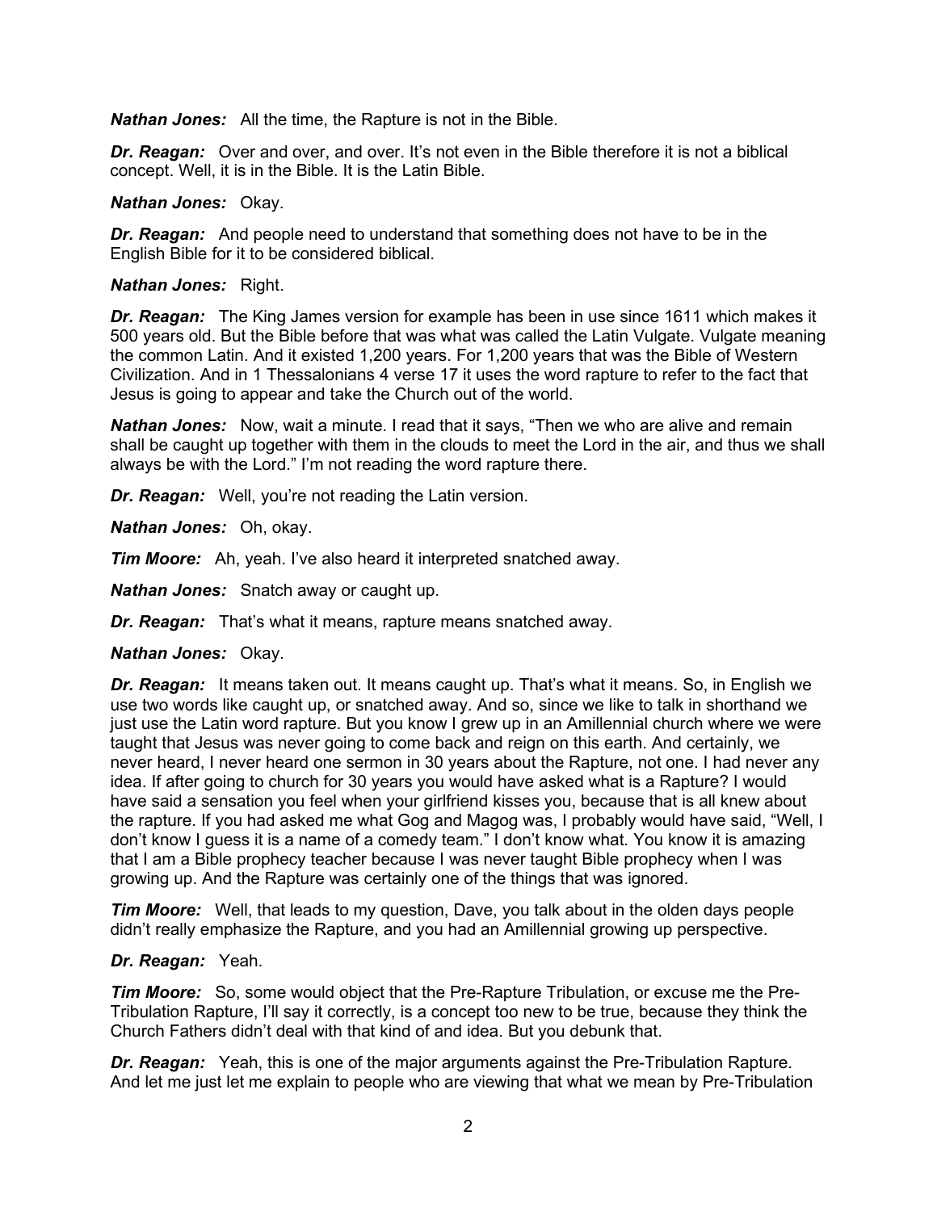***Nathan Jones:*** All the time, the Rapture is not in the Bible.

***Dr. Reagan:*** Over and over, and over. It's not even in the Bible therefore it is not a biblical concept. Well, it is in the Bible. It is the Latin Bible.

***Nathan Jones:*** Okay.

***Dr. Reagan:*** And people need to understand that something does not have to be in the English Bible for it to be considered biblical.

***Nathan Jones:*** Right.

***Dr. Reagan:*** The King James version for example has been in use since 1611 which makes it 500 years old. But the Bible before that was what was called the Latin Vulgate. Vulgate meaning the common Latin. And it existed 1,200 years. For 1,200 years that was the Bible of Western Civilization. And in 1 Thessalonians 4 verse 17 it uses the word rapture to refer to the fact that Jesus is going to appear and take the Church out of the world.

***Nathan Jones:*** Now, wait a minute. I read that it says, "Then we who are alive and remain shall be caught up together with them in the clouds to meet the Lord in the air, and thus we shall always be with the Lord." I'm not reading the word rapture there.

***Dr. Reagan:*** Well, you're not reading the Latin version.

***Nathan Jones:*** Oh, okay.

***Tim Moore:*** Ah, yeah. I've also heard it interpreted snatched away.

***Nathan Jones:*** Snatch away or caught up.

***Dr. Reagan:*** That's what it means, rapture means snatched away.

***Nathan Jones:*** Okay.

***Dr. Reagan:*** It means taken out. It means caught up. That's what it means. So, in English we use two words like caught up, or snatched away. And so, since we like to talk in shorthand we just use the Latin word rapture. But you know I grew up in an Amillennial church where we were taught that Jesus was never going to come back and reign on this earth. And certainly, we never heard, I never heard one sermon in 30 years about the Rapture, not one. I had never any idea. If after going to church for 30 years you would have asked what is a Rapture? I would have said a sensation you feel when your girlfriend kisses you, because that is all knew about the rapture. If you had asked me what Gog and Magog was, I probably would have said, "Well, I don't know I guess it is a name of a comedy team." I don't know what. You know it is amazing that I am a Bible prophecy teacher because I was never taught Bible prophecy when I was growing up. And the Rapture was certainly one of the things that was ignored.

***Tim Moore:*** Well, that leads to my question, Dave, you talk about in the olden days people didn't really emphasize the Rapture, and you had an Amillennial growing up perspective.

***Dr. Reagan:*** Yeah.

***Tim Moore:*** So, some would object that the Pre-Rapture Tribulation, or excuse me the Pre-Tribulation Rapture, I'll say it correctly, is a concept too new to be true, because they think the Church Fathers didn't deal with that kind of and idea. But you debunk that.

***Dr. Reagan:*** Yeah, this is one of the major arguments against the Pre-Tribulation Rapture. And let me just let me explain to people who are viewing that what we mean by Pre-Tribulation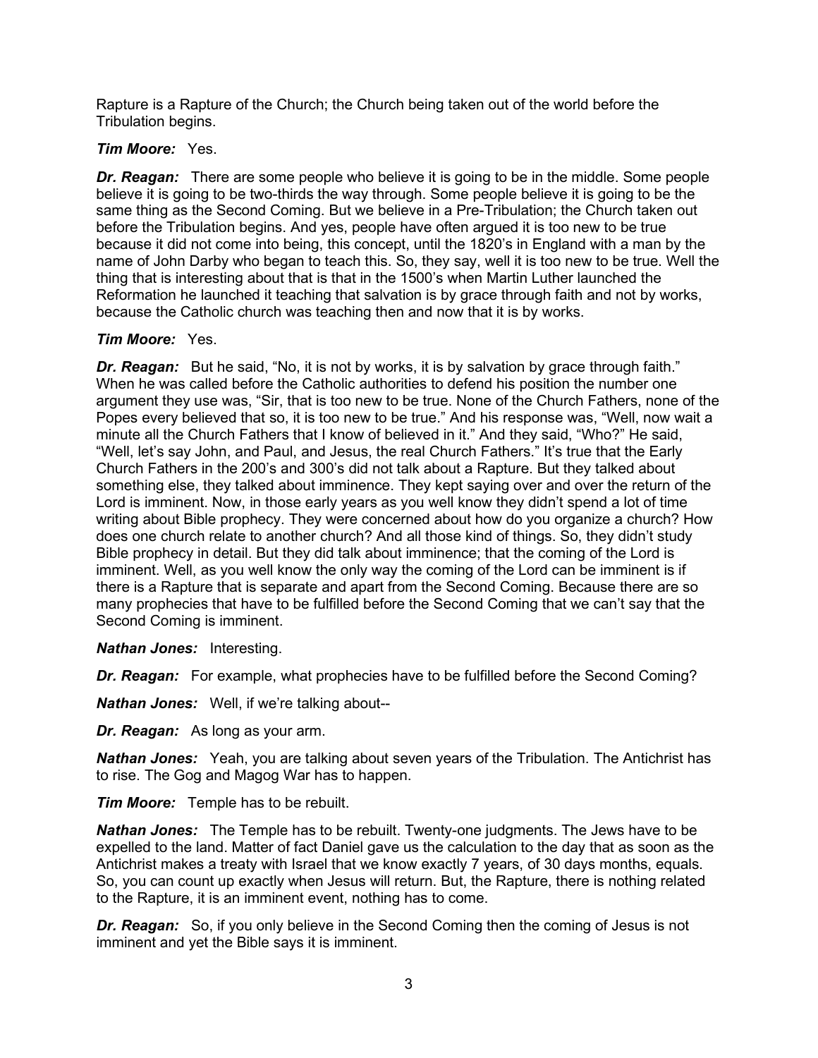Rapture is a Rapture of the Church; the Church being taken out of the world before the Tribulation begins.

***Tim Moore:*** Yes.

***Dr. Reagan:*** There are some people who believe it is going to be in the middle. Some people believe it is going to be two-thirds the way through. Some people believe it is going to be the same thing as the Second Coming. But we believe in a Pre-Tribulation; the Church taken out before the Tribulation begins. And yes, people have often argued it is too new to be true because it did not come into being, this concept, until the 1820's in England with a man by the name of John Darby who began to teach this. So, they say, well it is too new to be true. Well the thing that is interesting about that is that in the 1500's when Martin Luther launched the Reformation he launched it teaching that salvation is by grace through faith and not by works, because the Catholic church was teaching then and now that it is by works.

***Tim Moore:*** Yes.

***Dr. Reagan:*** But he said, "No, it is not by works, it is by salvation by grace through faith." When he was called before the Catholic authorities to defend his position the number one argument they use was, "Sir, that is too new to be true. None of the Church Fathers, none of the Popes every believed that so, it is too new to be true." And his response was, "Well, now wait a minute all the Church Fathers that I know of believed in it." And they said, "Who?" He said, "Well, let's say John, and Paul, and Jesus, the real Church Fathers." It's true that the Early Church Fathers in the 200's and 300's did not talk about a Rapture. But they talked about something else, they talked about imminence. They kept saying over and over the return of the Lord is imminent. Now, in those early years as you well know they didn't spend a lot of time writing about Bible prophecy. They were concerned about how do you organize a church? How does one church relate to another church? And all those kind of things. So, they didn't study Bible prophecy in detail. But they did talk about imminence; that the coming of the Lord is imminent. Well, as you well know the only way the coming of the Lord can be imminent is if there is a Rapture that is separate and apart from the Second Coming. Because there are so many prophecies that have to be fulfilled before the Second Coming that we can't say that the Second Coming is imminent.

***Nathan Jones:*** Interesting.

***Dr. Reagan:*** For example, what prophecies have to be fulfilled before the Second Coming?

***Nathan Jones:*** Well, if we're talking about--

***Dr. Reagan:*** As long as your arm.

***Nathan Jones:*** Yeah, you are talking about seven years of the Tribulation. The Antichrist has to rise. The Gog and Magog War has to happen.

***Tim Moore:*** Temple has to be rebuilt.

***Nathan Jones:*** The Temple has to be rebuilt. Twenty-one judgments. The Jews have to be expelled to the land. Matter of fact Daniel gave us the calculation to the day that as soon as the Antichrist makes a treaty with Israel that we know exactly 7 years, of 30 days months, equals. So, you can count up exactly when Jesus will return. But, the Rapture, there is nothing related to the Rapture, it is an imminent event, nothing has to come.

***Dr. Reagan:*** So, if you only believe in the Second Coming then the coming of Jesus is not imminent and yet the Bible says it is imminent.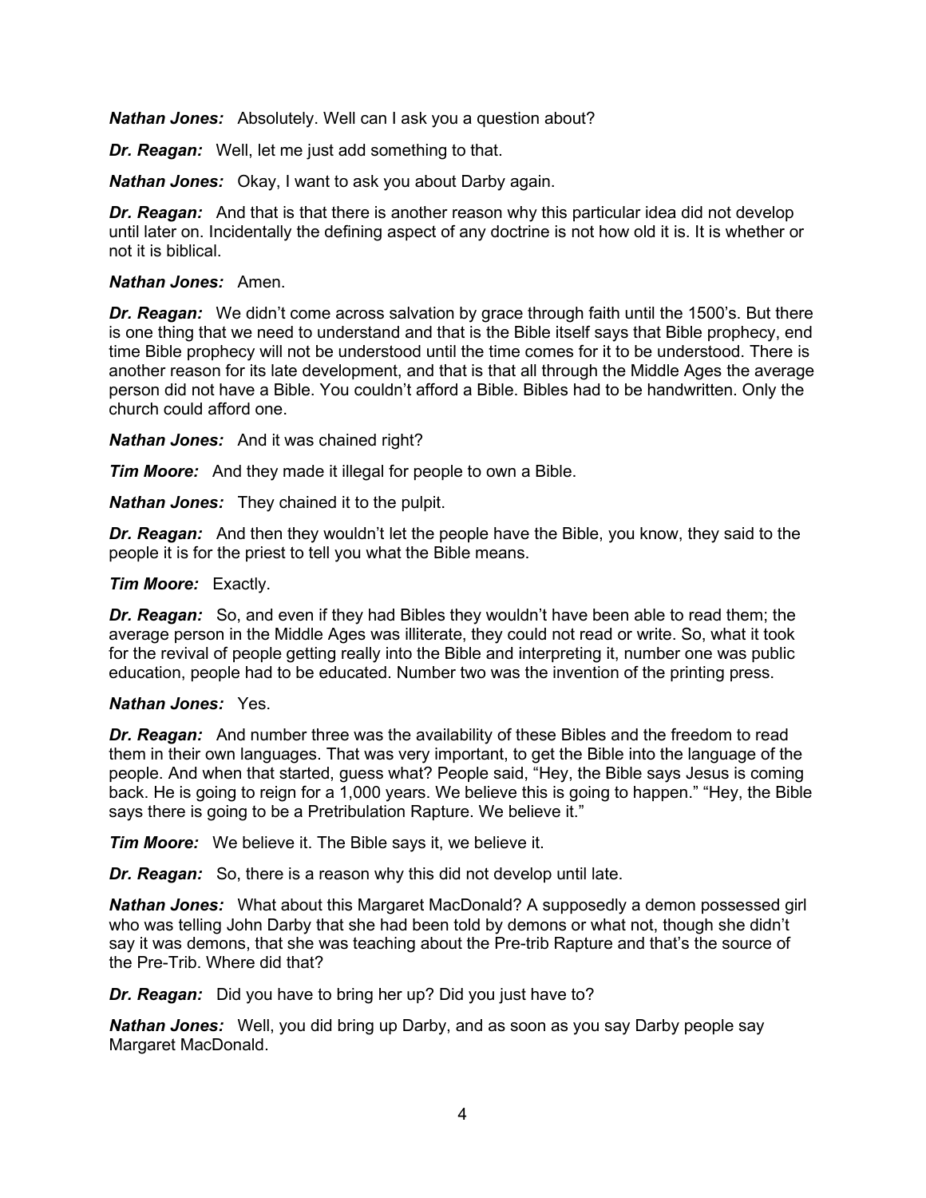***Nathan Jones:*** Absolutely. Well can I ask you a question about?

***Dr. Reagan:*** Well, let me just add something to that.

***Nathan Jones:*** Okay, I want to ask you about Darby again.

***Dr. Reagan:*** And that is that there is another reason why this particular idea did not develop until later on. Incidentally the defining aspect of any doctrine is not how old it is. It is whether or not it is biblical.

***Nathan Jones:*** Amen.

***Dr. Reagan:*** We didn't come across salvation by grace through faith until the 1500's. But there is one thing that we need to understand and that is the Bible itself says that Bible prophecy, end time Bible prophecy will not be understood until the time comes for it to be understood. There is another reason for its late development, and that is that all through the Middle Ages the average person did not have a Bible. You couldn't afford a Bible. Bibles had to be handwritten. Only the church could afford one.

***Nathan Jones:*** And it was chained right?

***Tim Moore:*** And they made it illegal for people to own a Bible.

***Nathan Jones:*** They chained it to the pulpit.

***Dr. Reagan:*** And then they wouldn't let the people have the Bible, you know, they said to the people it is for the priest to tell you what the Bible means.

***Tim Moore:*** Exactly.

***Dr. Reagan:*** So, and even if they had Bibles they wouldn't have been able to read them; the average person in the Middle Ages was illiterate, they could not read or write. So, what it took for the revival of people getting really into the Bible and interpreting it, number one was public education, people had to be educated. Number two was the invention of the printing press.

***Nathan Jones:*** Yes.

***Dr. Reagan:*** And number three was the availability of these Bibles and the freedom to read them in their own languages. That was very important, to get the Bible into the language of the people. And when that started, guess what? People said, "Hey, the Bible says Jesus is coming back. He is going to reign for a 1,000 years. We believe this is going to happen." "Hey, the Bible says there is going to be a Pretribulation Rapture. We believe it."

***Tim Moore:*** We believe it. The Bible says it, we believe it.

***Dr. Reagan:*** So, there is a reason why this did not develop until late.

***Nathan Jones:*** What about this Margaret MacDonald? A supposedly a demon possessed girl who was telling John Darby that she had been told by demons or what not, though she didn't say it was demons, that she was teaching about the Pre-trib Rapture and that's the source of the Pre-Trib. Where did that?

***Dr. Reagan:*** Did you have to bring her up? Did you just have to?

***Nathan Jones:*** Well, you did bring up Darby, and as soon as you say Darby people say Margaret MacDonald.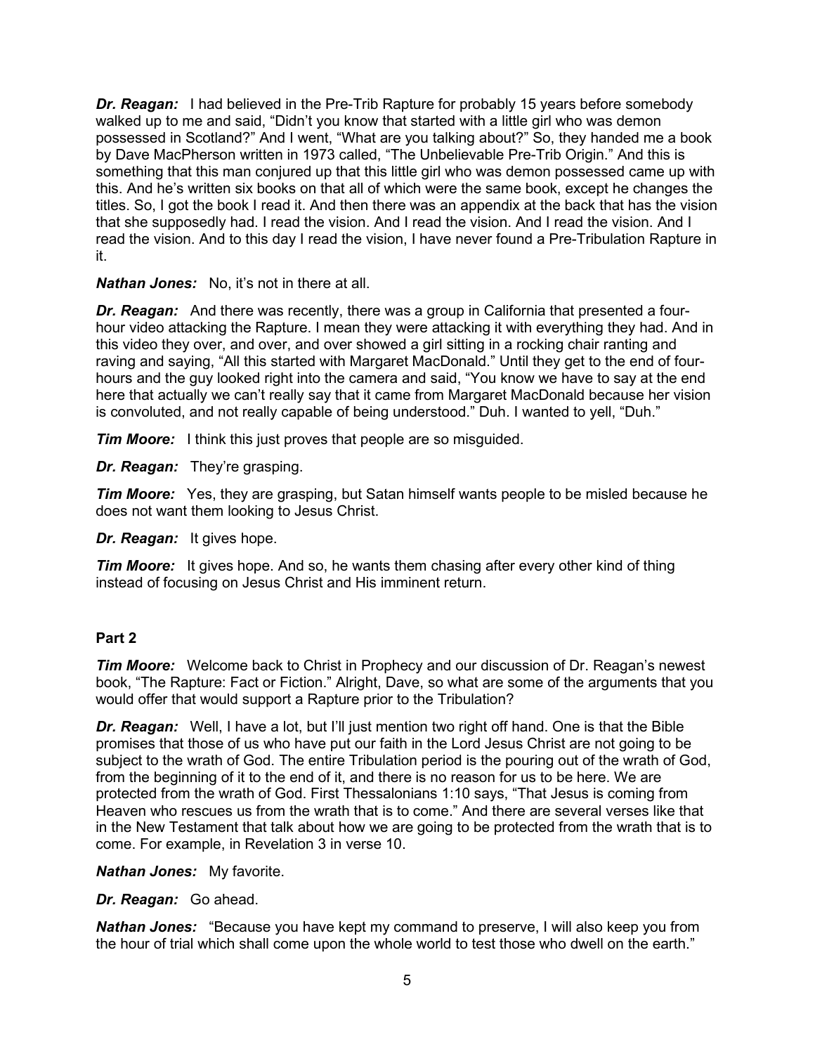***Dr. Reagan:*** I had believed in the Pre-Trib Rapture for probably 15 years before somebody walked up to me and said, "Didn't you know that started with a little girl who was demon possessed in Scotland?" And I went, "What are you talking about?" So, they handed me a book by Dave MacPherson written in 1973 called, "The Unbelievable Pre-Trib Origin." And this is something that this man conjured up that this little girl who was demon possessed came up with this. And he's written six books on that all of which were the same book, except he changes the titles. So, I got the book I read it. And then there was an appendix at the back that has the vision that she supposedly had. I read the vision. And I read the vision. And I read the vision. And I read the vision. And to this day I read the vision, I have never found a Pre-Tribulation Rapture in it.

***Nathan Jones:*** No, it's not in there at all.

***Dr. Reagan:*** And there was recently, there was a group in California that presented a four-hour video attacking the Rapture. I mean they were attacking it with everything they had. And in this video they over, and over, and over showed a girl sitting in a rocking chair ranting and raving and saying, "All this started with Margaret MacDonald." Until they get to the end of four-hours and the guy looked right into the camera and said, "You know we have to say at the end here that actually we can't really say that it came from Margaret MacDonald because her vision is convoluted, and not really capable of being understood." Duh. I wanted to yell, "Duh."

***Tim Moore:*** I think this just proves that people are so misguided.

***Dr. Reagan:*** They're grasping.

***Tim Moore:*** Yes, they are grasping, but Satan himself wants people to be misled because he does not want them looking to Jesus Christ.

***Dr. Reagan:*** It gives hope.

***Tim Moore:*** It gives hope. And so, he wants them chasing after every other kind of thing instead of focusing on Jesus Christ and His imminent return.

**Part 2**

***Tim Moore:*** Welcome back to Christ in Prophecy and our discussion of Dr. Reagan's newest book, "The Rapture: Fact or Fiction." Alright, Dave, so what are some of the arguments that you would offer that would support a Rapture prior to the Tribulation?

***Dr. Reagan:*** Well, I have a lot, but I'll just mention two right off hand. One is that the Bible promises that those of us who have put our faith in the Lord Jesus Christ are not going to be subject to the wrath of God. The entire Tribulation period is the pouring out of the wrath of God, from the beginning of it to the end of it, and there is no reason for us to be here. We are protected from the wrath of God. First Thessalonians 1:10 says, "That Jesus is coming from Heaven who rescues us from the wrath that is to come." And there are several verses like that in the New Testament that talk about how we are going to be protected from the wrath that is to come. For example, in Revelation 3 in verse 10.

***Nathan Jones:*** My favorite.

***Dr. Reagan:*** Go ahead.

***Nathan Jones:*** "Because you have kept my command to preserve, I will also keep you from the hour of trial which shall come upon the whole world to test those who dwell on the earth."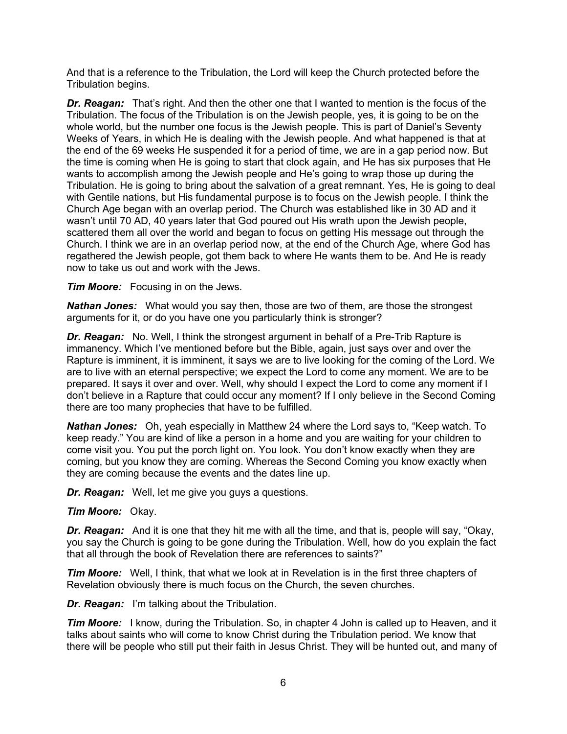And that is a reference to the Tribulation, the Lord will keep the Church protected before the Tribulation begins.

***Dr. Reagan:*** That's right. And then the other one that I wanted to mention is the focus of the Tribulation. The focus of the Tribulation is on the Jewish people, yes, it is going to be on the whole world, but the number one focus is the Jewish people. This is part of Daniel's Seventy Weeks of Years, in which He is dealing with the Jewish people. And what happened is that at the end of the 69 weeks He suspended it for a period of time, we are in a gap period now. But the time is coming when He is going to start that clock again, and He has six purposes that He wants to accomplish among the Jewish people and He's going to wrap those up during the Tribulation. He is going to bring about the salvation of a great remnant. Yes, He is going to deal with Gentile nations, but His fundamental purpose is to focus on the Jewish people. I think the Church Age began with an overlap period. The Church was established like in 30 AD and it wasn't until 70 AD, 40 years later that God poured out His wrath upon the Jewish people, scattered them all over the world and began to focus on getting His message out through the Church. I think we are in an overlap period now, at the end of the Church Age, where God has regathered the Jewish people, got them back to where He wants them to be. And He is ready now to take us out and work with the Jews.

***Tim Moore:*** Focusing in on the Jews.

***Nathan Jones:*** What would you say then, those are two of them, are those the strongest arguments for it, or do you have one you particularly think is stronger?

***Dr. Reagan:*** No. Well, I think the strongest argument in behalf of a Pre-Trib Rapture is immanency. Which I've mentioned before but the Bible, again, just says over and over the Rapture is imminent, it is imminent, it says we are to live looking for the coming of the Lord. We are to live with an eternal perspective; we expect the Lord to come any moment. We are to be prepared. It says it over and over. Well, why should I expect the Lord to come any moment if I don't believe in a Rapture that could occur any moment? If I only believe in the Second Coming there are too many prophecies that have to be fulfilled.

***Nathan Jones:*** Oh, yeah especially in Matthew 24 where the Lord says to, "Keep watch. To keep ready." You are kind of like a person in a home and you are waiting for your children to come visit you. You put the porch light on. You look. You don't know exactly when they are coming, but you know they are coming. Whereas the Second Coming you know exactly when they are coming because the events and the dates line up.

***Dr. Reagan:*** Well, let me give you guys a questions.

***Tim Moore:*** Okay.

***Dr. Reagan:*** And it is one that they hit me with all the time, and that is, people will say, "Okay, you say the Church is going to be gone during the Tribulation. Well, how do you explain the fact that all through the book of Revelation there are references to saints?"

***Tim Moore:*** Well, I think, that what we look at in Revelation is in the first three chapters of Revelation obviously there is much focus on the Church, the seven churches.

***Dr. Reagan:*** I'm talking about the Tribulation.

***Tim Moore:*** I know, during the Tribulation. So, in chapter 4 John is called up to Heaven, and it talks about saints who will come to know Christ during the Tribulation period. We know that there will be people who still put their faith in Jesus Christ. They will be hunted out, and many of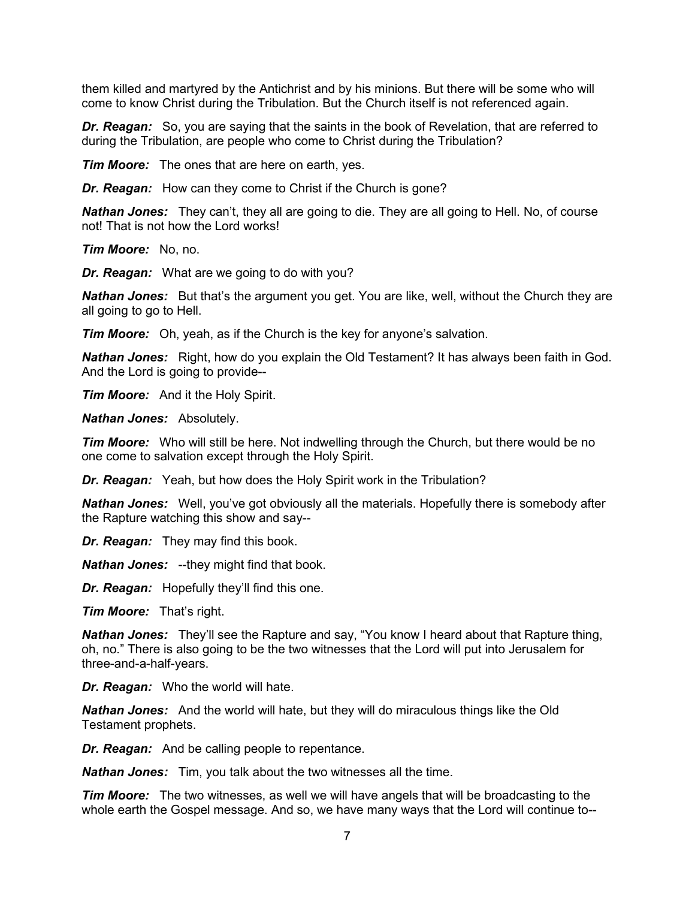them killed and martyred by the Antichrist and by his minions. But there will be some who will come to know Christ during the Tribulation. But the Church itself is not referenced again.

***Dr. Reagan:*** So, you are saying that the saints in the book of Revelation, that are referred to during the Tribulation, are people who come to Christ during the Tribulation?

***Tim Moore:*** The ones that are here on earth, yes.

***Dr. Reagan:*** How can they come to Christ if the Church is gone?

***Nathan Jones:*** They can't, they all are going to die. They are all going to Hell. No, of course not! That is not how the Lord works!

***Tim Moore:*** No, no.

***Dr. Reagan:*** What are we going to do with you?

***Nathan Jones:*** But that's the argument you get. You are like, well, without the Church they are all going to go to Hell.

***Tim Moore:*** Oh, yeah, as if the Church is the key for anyone's salvation.

***Nathan Jones:*** Right, how do you explain the Old Testament? It has always been faith in God. And the Lord is going to provide--

***Tim Moore:*** And it the Holy Spirit.

***Nathan Jones:*** Absolutely.

***Tim Moore:*** Who will still be here. Not indwelling through the Church, but there would be no one come to salvation except through the Holy Spirit.

***Dr. Reagan:*** Yeah, but how does the Holy Spirit work in the Tribulation?

***Nathan Jones:*** Well, you've got obviously all the materials. Hopefully there is somebody after the Rapture watching this show and say--

***Dr. Reagan:*** They may find this book.

***Nathan Jones:*** --they might find that book.

***Dr. Reagan:*** Hopefully they'll find this one.

***Tim Moore:*** That's right.

***Nathan Jones:*** They'll see the Rapture and say, "You know I heard about that Rapture thing, oh, no." There is also going to be the two witnesses that the Lord will put into Jerusalem for three-and-a-half-years.

***Dr. Reagan:*** Who the world will hate.

***Nathan Jones:*** And the world will hate, but they will do miraculous things like the Old Testament prophets.

***Dr. Reagan:*** And be calling people to repentance.

***Nathan Jones:*** Tim, you talk about the two witnesses all the time.

***Tim Moore:*** The two witnesses, as well we will have angels that will be broadcasting to the whole earth the Gospel message. And so, we have many ways that the Lord will continue to--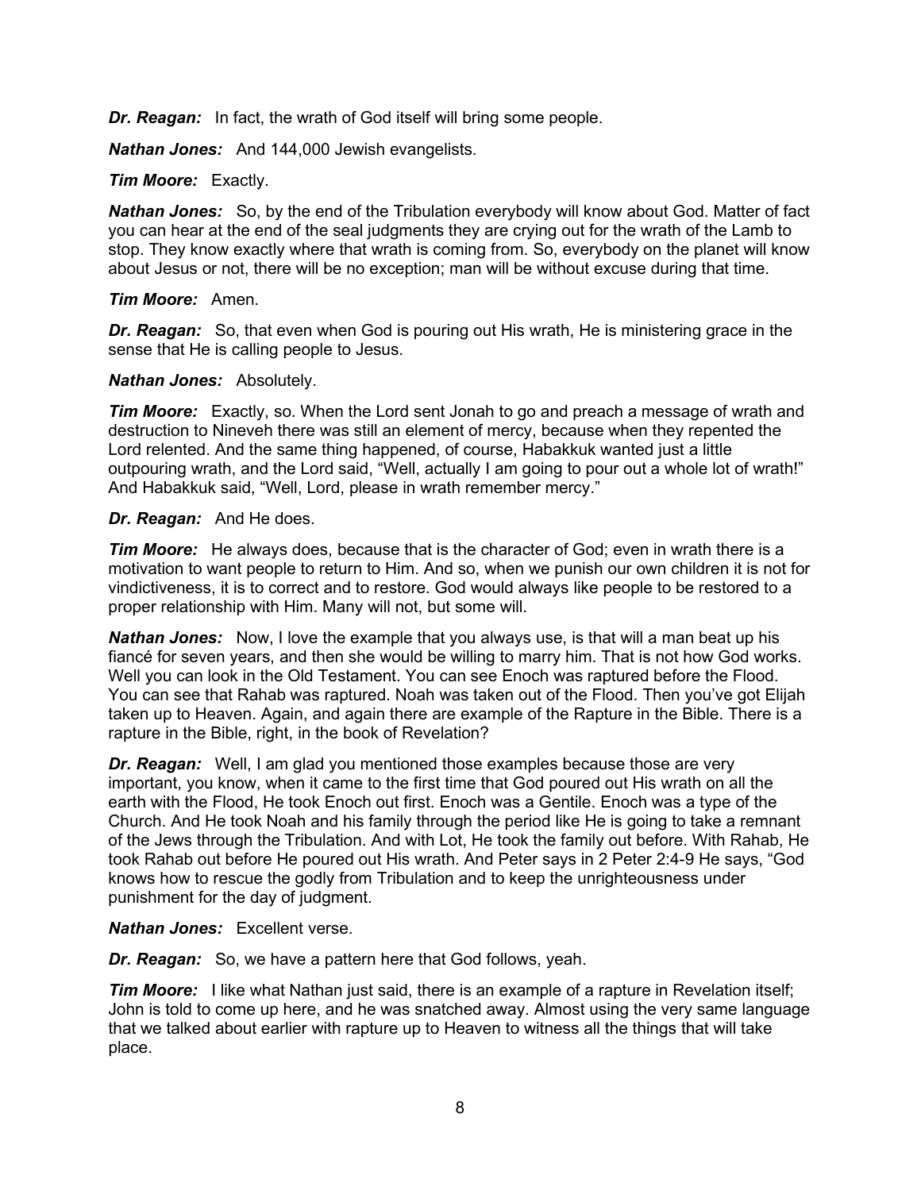***Dr. Reagan:*** In fact, the wrath of God itself will bring some people.

***Nathan Jones:*** And 144,000 Jewish evangelists.

***Tim Moore:*** Exactly.

***Nathan Jones:*** So, by the end of the Tribulation everybody will know about God. Matter of fact you can hear at the end of the seal judgments they are crying out for the wrath of the Lamb to stop. They know exactly where that wrath is coming from. So, everybody on the planet will know about Jesus or not, there will be no exception; man will be without excuse during that time.

***Tim Moore:*** Amen.

***Dr. Reagan:*** So, that even when God is pouring out His wrath, He is ministering grace in the sense that He is calling people to Jesus.

***Nathan Jones:*** Absolutely.

***Tim Moore:*** Exactly, so. When the Lord sent Jonah to go and preach a message of wrath and destruction to Nineveh there was still an element of mercy, because when they repented the Lord relented. And the same thing happened, of course, Habakkuk wanted just a little outpouring wrath, and the Lord said, "Well, actually I am going to pour out a whole lot of wrath!" And Habakkuk said, "Well, Lord, please in wrath remember mercy."

***Dr. Reagan:*** And He does.

***Tim Moore:*** He always does, because that is the character of God; even in wrath there is a motivation to want people to return to Him. And so, when we punish our own children it is not for vindictiveness, it is to correct and to restore. God would always like people to be restored to a proper relationship with Him. Many will not, but some will.

***Nathan Jones:*** Now, I love the example that you always use, is that will a man beat up his fiancé for seven years, and then she would be willing to marry him. That is not how God works. Well you can look in the Old Testament. You can see Enoch was raptured before the Flood. You can see that Rahab was raptured. Noah was taken out of the Flood. Then you've got Elijah taken up to Heaven. Again, and again there are example of the Rapture in the Bible. There is a rapture in the Bible, right, in the book of Revelation?

***Dr. Reagan:*** Well, I am glad you mentioned those examples because those are very important, you know, when it came to the first time that God poured out His wrath on all the earth with the Flood, He took Enoch out first. Enoch was a Gentile. Enoch was a type of the Church. And He took Noah and his family through the period like He is going to take a remnant of the Jews through the Tribulation. And with Lot, He took the family out before. With Rahab, He took Rahab out before He poured out His wrath. And Peter says in 2 Peter 2:4-9 He says, "God knows how to rescue the godly from Tribulation and to keep the unrighteousness under punishment for the day of judgment.

***Nathan Jones:*** Excellent verse.

***Dr. Reagan:*** So, we have a pattern here that God follows, yeah.

***Tim Moore:*** I like what Nathan just said, there is an example of a rapture in Revelation itself; John is told to come up here, and he was snatched away. Almost using the very same language that we talked about earlier with rapture up to Heaven to witness all the things that will take place.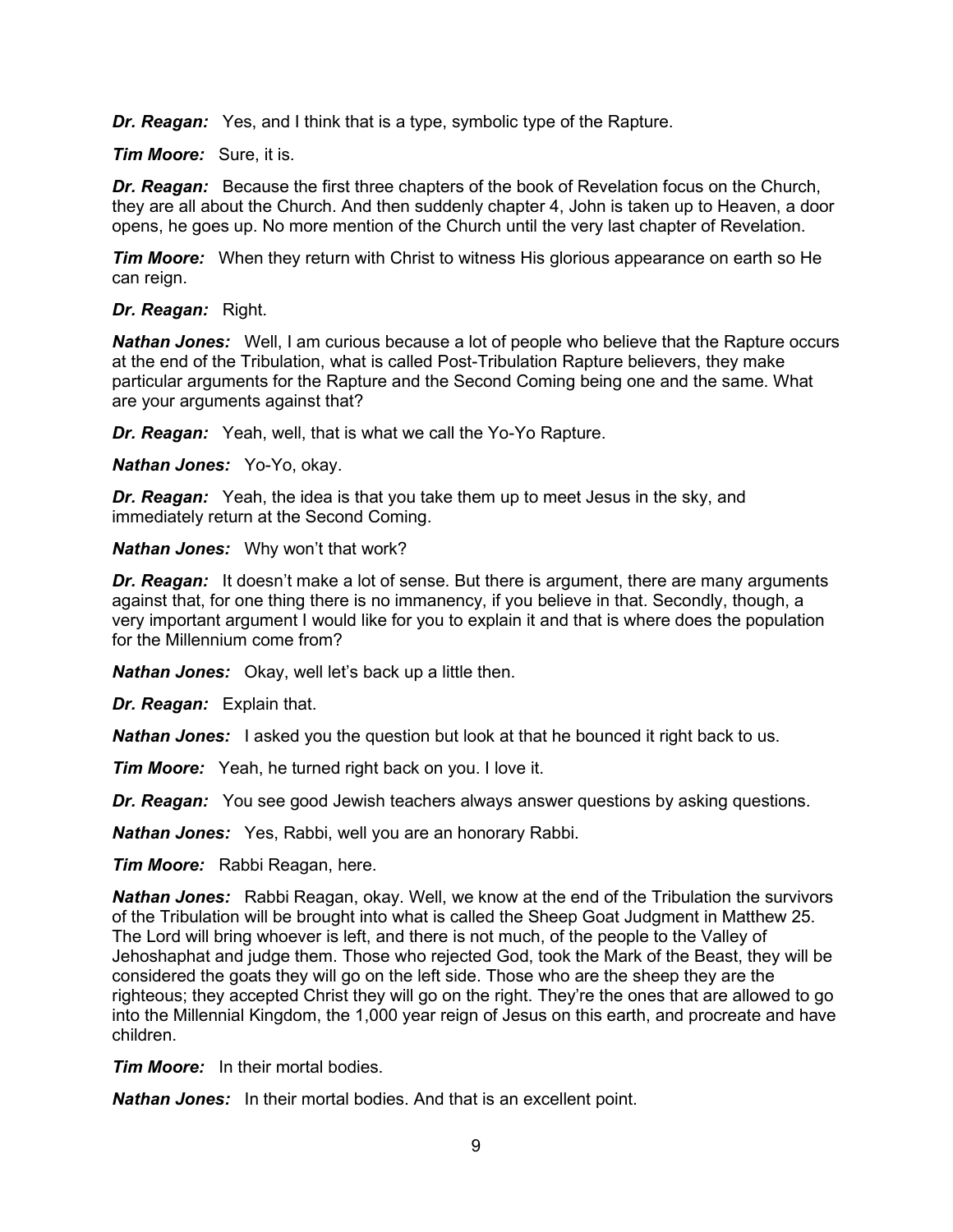***Dr. Reagan:*** Yes, and I think that is a type, symbolic type of the Rapture.

***Tim Moore:*** Sure, it is.

***Dr. Reagan:*** Because the first three chapters of the book of Revelation focus on the Church, they are all about the Church. And then suddenly chapter 4, John is taken up to Heaven, a door opens, he goes up. No more mention of the Church until the very last chapter of Revelation.

***Tim Moore:*** When they return with Christ to witness His glorious appearance on earth so He can reign.

***Dr. Reagan:*** Right.

***Nathan Jones:*** Well, I am curious because a lot of people who believe that the Rapture occurs at the end of the Tribulation, what is called Post-Tribulation Rapture believers, they make particular arguments for the Rapture and the Second Coming being one and the same. What are your arguments against that?

***Dr. Reagan:*** Yeah, well, that is what we call the Yo-Yo Rapture.

***Nathan Jones:*** Yo-Yo, okay.

***Dr. Reagan:*** Yeah, the idea is that you take them up to meet Jesus in the sky, and immediately return at the Second Coming.

***Nathan Jones:*** Why won't that work?

***Dr. Reagan:*** It doesn't make a lot of sense. But there is argument, there are many arguments against that, for one thing there is no immanency, if you believe in that. Secondly, though, a very important argument I would like for you to explain it and that is where does the population for the Millennium come from?

***Nathan Jones:*** Okay, well let's back up a little then.

***Dr. Reagan:*** Explain that.

***Nathan Jones:*** I asked you the question but look at that he bounced it right back to us.

***Tim Moore:*** Yeah, he turned right back on you. I love it.

***Dr. Reagan:*** You see good Jewish teachers always answer questions by asking questions.

***Nathan Jones:*** Yes, Rabbi, well you are an honorary Rabbi.

***Tim Moore:*** Rabbi Reagan, here.

***Nathan Jones:*** Rabbi Reagan, okay. Well, we know at the end of the Tribulation the survivors of the Tribulation will be brought into what is called the Sheep Goat Judgment in Matthew 25. The Lord will bring whoever is left, and there is not much, of the people to the Valley of Jehoshaphat and judge them. Those who rejected God, took the Mark of the Beast, they will be considered the goats they will go on the left side. Those who are the sheep they are the righteous; they accepted Christ they will go on the right. They're the ones that are allowed to go into the Millennial Kingdom, the 1,000 year reign of Jesus on this earth, and procreate and have children.

***Tim Moore:*** In their mortal bodies.

***Nathan Jones:*** In their mortal bodies. And that is an excellent point.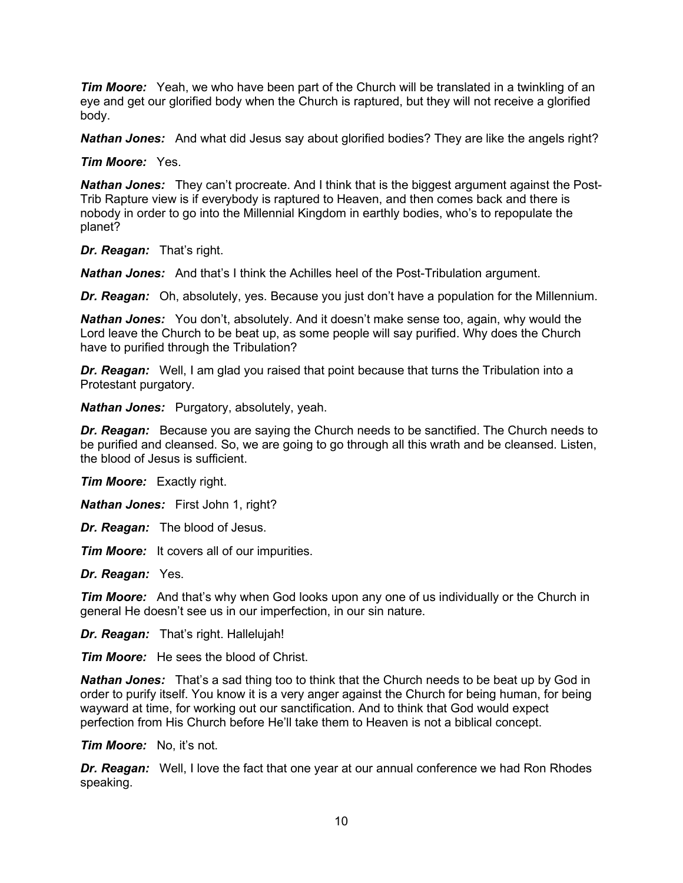***Tim Moore:*** Yeah, we who have been part of the Church will be translated in a twinkling of an eye and get our glorified body when the Church is raptured, but they will not receive a glorified body.

***Nathan Jones:*** And what did Jesus say about glorified bodies? They are like the angels right?

***Tim Moore:*** Yes.

***Nathan Jones:*** They can't procreate. And I think that is the biggest argument against the Post-Trib Rapture view is if everybody is raptured to Heaven, and then comes back and there is nobody in order to go into the Millennial Kingdom in earthly bodies, who's to repopulate the planet?

***Dr. Reagan:*** That's right.

***Nathan Jones:*** And that's I think the Achilles heel of the Post-Tribulation argument.

***Dr. Reagan:*** Oh, absolutely, yes. Because you just don't have a population for the Millennium.

***Nathan Jones:*** You don't, absolutely. And it doesn't make sense too, again, why would the Lord leave the Church to be beat up, as some people will say purified. Why does the Church have to purified through the Tribulation?

***Dr. Reagan:*** Well, I am glad you raised that point because that turns the Tribulation into a Protestant purgatory.

***Nathan Jones:*** Purgatory, absolutely, yeah.

***Dr. Reagan:*** Because you are saying the Church needs to be sanctified. The Church needs to be purified and cleansed. So, we are going to go through all this wrath and be cleansed. Listen, the blood of Jesus is sufficient.

***Tim Moore:*** Exactly right.

***Nathan Jones:*** First John 1, right?

***Dr. Reagan:*** The blood of Jesus.

***Tim Moore:*** It covers all of our impurities.

***Dr. Reagan:*** Yes.

***Tim Moore:*** And that's why when God looks upon any one of us individually or the Church in general He doesn't see us in our imperfection, in our sin nature.

***Dr. Reagan:*** That's right. Hallelujah!

***Tim Moore:*** He sees the blood of Christ.

***Nathan Jones:*** That's a sad thing too to think that the Church needs to be beat up by God in order to purify itself. You know it is a very anger against the Church for being human, for being wayward at time, for working out our sanctification. And to think that God would expect perfection from His Church before He'll take them to Heaven is not a biblical concept.

***Tim Moore:*** No, it's not.

***Dr. Reagan:*** Well, I love the fact that one year at our annual conference we had Ron Rhodes speaking.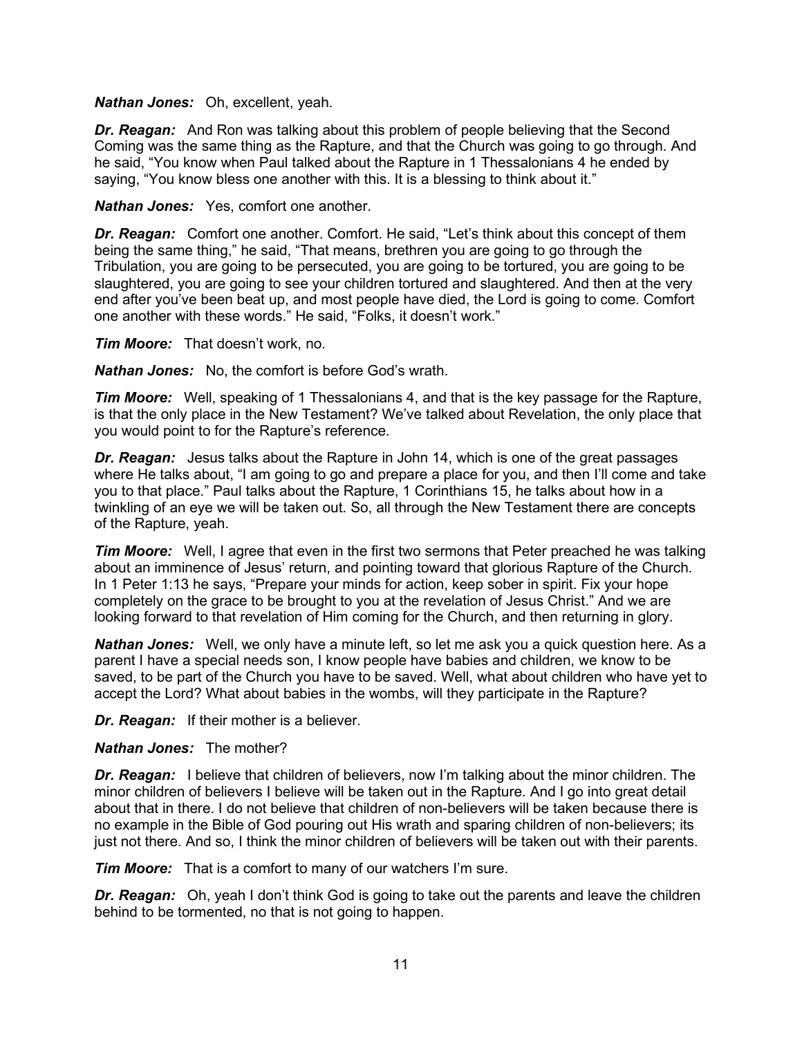***Nathan Jones:*** Oh, excellent, yeah.

***Dr. Reagan:*** And Ron was talking about this problem of people believing that the Second Coming was the same thing as the Rapture, and that the Church was going to go through. And he said, "You know when Paul talked about the Rapture in 1 Thessalonians 4 he ended by saying, "You know bless one another with this. It is a blessing to think about it."

***Nathan Jones:*** Yes, comfort one another.

***Dr. Reagan:*** Comfort one another. Comfort. He said, "Let's think about this concept of them being the same thing," he said, "That means, brethren you are going to go through the Tribulation, you are going to be persecuted, you are going to be tortured, you are going to be slaughtered, you are going to see your children tortured and slaughtered. And then at the very end after you've been beat up, and most people have died, the Lord is going to come. Comfort one another with these words." He said, "Folks, it doesn't work."

***Tim Moore:*** That doesn't work, no.

***Nathan Jones:*** No, the comfort is before God's wrath.

***Tim Moore:*** Well, speaking of 1 Thessalonians 4, and that is the key passage for the Rapture, is that the only place in the New Testament? We've talked about Revelation, the only place that you would point to for the Rapture's reference.

***Dr. Reagan:*** Jesus talks about the Rapture in John 14, which is one of the great passages where He talks about, "I am going to go and prepare a place for you, and then I'll come and take you to that place." Paul talks about the Rapture, 1 Corinthians 15, he talks about how in a twinkling of an eye we will be taken out. So, all through the New Testament there are concepts of the Rapture, yeah.

***Tim Moore:*** Well, I agree that even in the first two sermons that Peter preached he was talking about an imminence of Jesus' return, and pointing toward that glorious Rapture of the Church. In 1 Peter 1:13 he says, "Prepare your minds for action, keep sober in spirit. Fix your hope completely on the grace to be brought to you at the revelation of Jesus Christ." And we are looking forward to that revelation of Him coming for the Church, and then returning in glory.

***Nathan Jones:*** Well, we only have a minute left, so let me ask you a quick question here. As a parent I have a special needs son, I know people have babies and children, we know to be saved, to be part of the Church you have to be saved. Well, what about children who have yet to accept the Lord? What about babies in the wombs, will they participate in the Rapture?

***Dr. Reagan:*** If their mother is a believer.

***Nathan Jones:*** The mother?

***Dr. Reagan:*** I believe that children of believers, now I'm talking about the minor children. The minor children of believers I believe will be taken out in the Rapture. And I go into great detail about that in there. I do not believe that children of non-believers will be taken because there is no example in the Bible of God pouring out His wrath and sparing children of non-believers; its just not there. And so, I think the minor children of believers will be taken out with their parents.

***Tim Moore:*** That is a comfort to many of our watchers I'm sure.

***Dr. Reagan:*** Oh, yeah I don't think God is going to take out the parents and leave the children behind to be tormented, no that is not going to happen.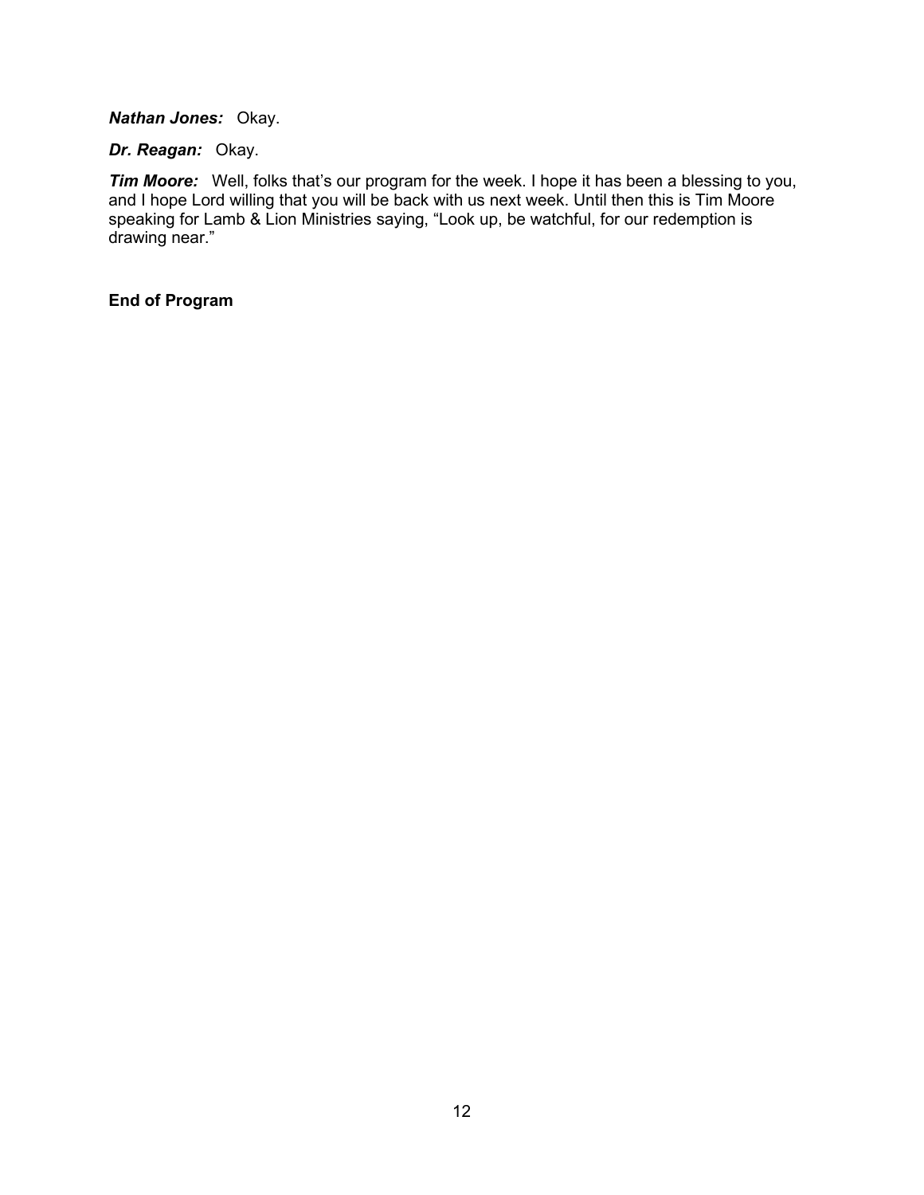***Nathan Jones:*** Okay.

***Dr. Reagan:*** Okay.

***Tim Moore:*** Well, folks that's our program for the week. I hope it has been a blessing to you, and I hope Lord willing that you will be back with us next week. Until then this is Tim Moore speaking for Lamb & Lion Ministries saying, "Look up, be watchful, for our redemption is drawing near."

**End of Program**